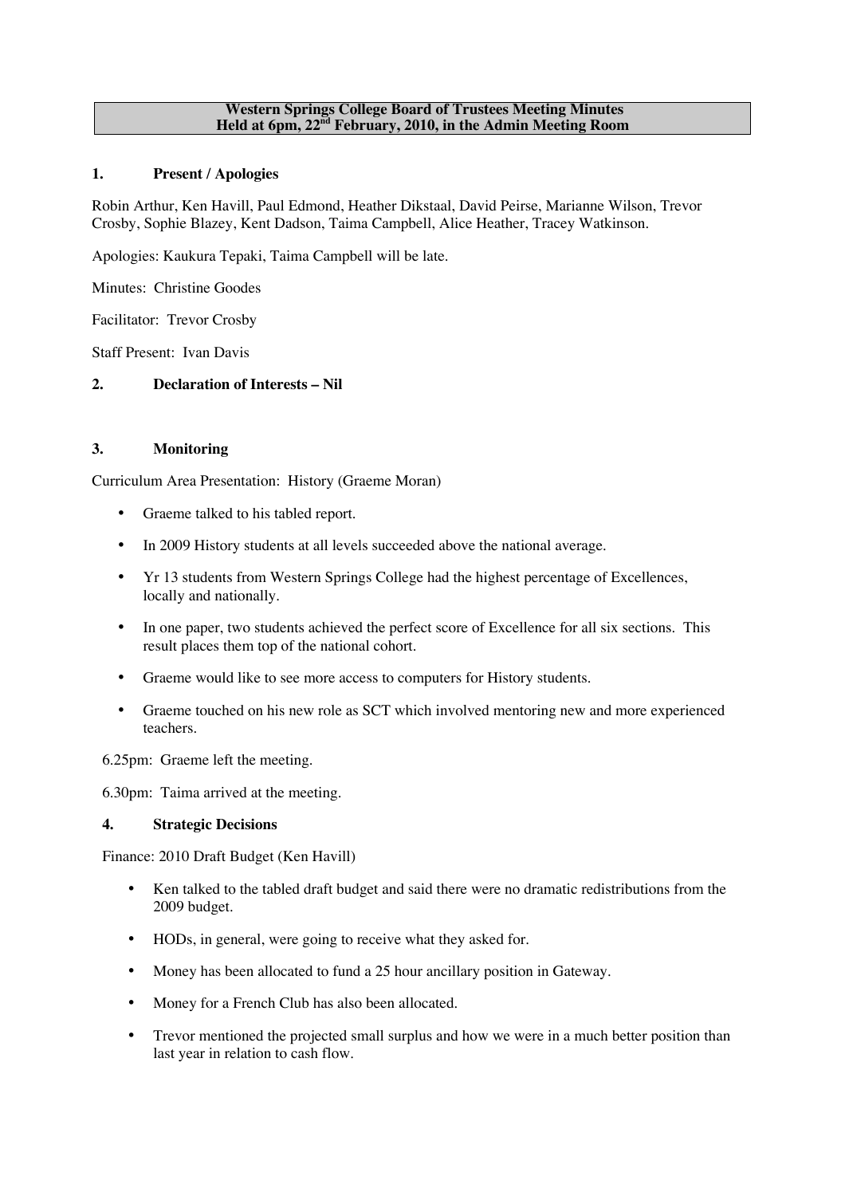# Western Springs College Board of Trustees Meeting Minutes
# Held at 6pm, 22nd February, 2010, in the Admin Meeting Room

## 1. Present / Apologies

Robin Arthur, Ken Havill, Paul Edmond, Heather Dikstaal, David Peirse, Marianne Wilson, Trevor Crosby, Sophie Blazey, Kent Dadson, Taima Campbell, Alice Heather, Tracey Watkinson.

Apologies: Kaukura Tepaki, Taima Campbell will be late.

Minutes: Christine Goodes

Facilitator: Trevor Crosby

Staff Present: Ivan Davis

## 2. Declaration of Interests – Nil

## 3. Monitoring

Curriculum Area Presentation: History (Graeme Moran)

- Graeme talked to his tabled report.
- In 2009 History students at all levels succeeded above the national average.
- Yr 13 students from Western Springs College had the highest percentage of Excellences, locally and nationally.
- In one paper, two students achieved the perfect score of Excellence for all six sections. This result places them top of the national cohort.
- Graeme would like to see more access to computers for History students.
- Graeme touched on his new role as SCT which involved mentoring new and more experienced teachers.

6.25pm: Graeme left the meeting.

6.30pm: Taima arrived at the meeting.

## 4. Strategic Decisions

Finance: 2010 Draft Budget (Ken Havill)

- Ken talked to the tabled draft budget and said there were no dramatic redistributions from the 2009 budget.
- HODs, in general, were going to receive what they asked for.
- Money has been allocated to fund a 25 hour ancillary position in Gateway.
- Money for a French Club has also been allocated.
- Trevor mentioned the projected small surplus and how we were in a much better position than last year in relation to cash flow.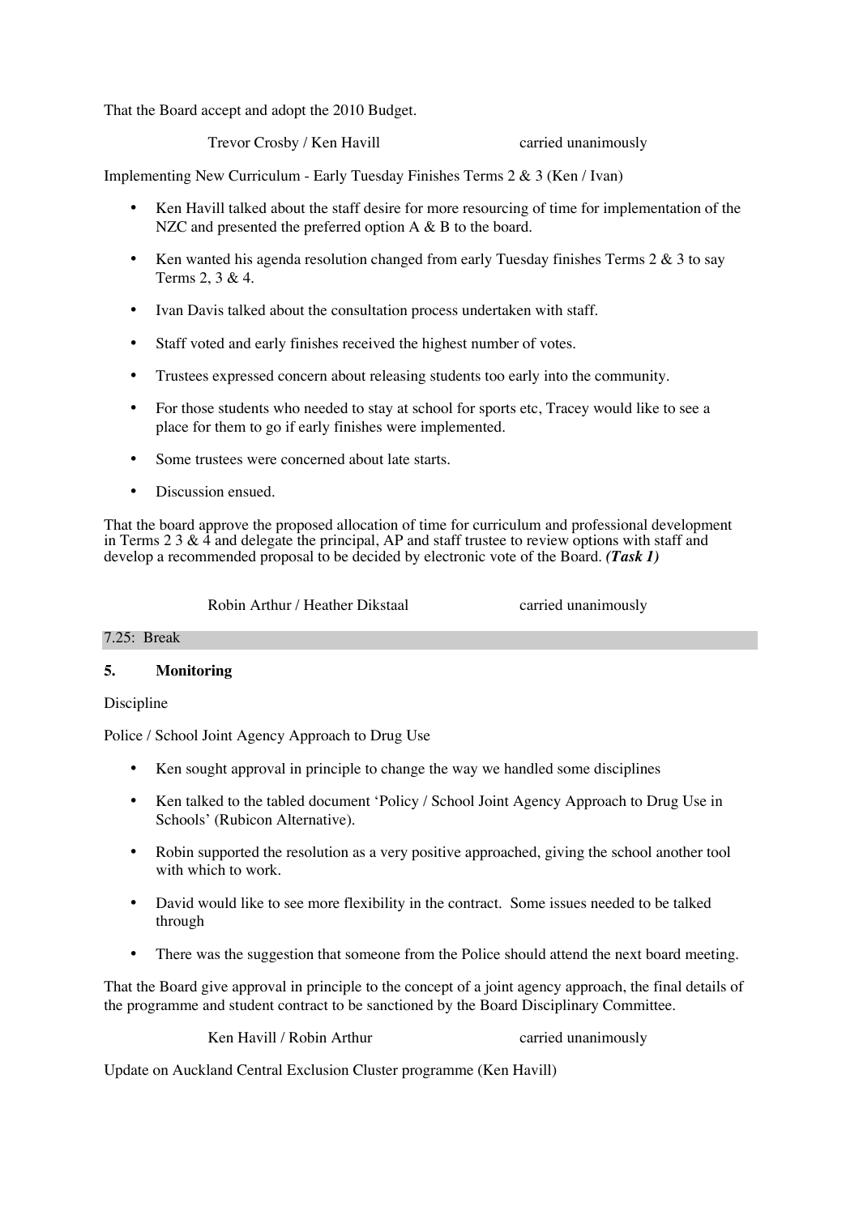That the Board accept and adopt the 2010 Budget.

Trevor Crosby / Ken Havill carried unanimously

Implementing New Curriculum - Early Tuesday Finishes Terms 2 & 3 (Ken / Ivan)

- Ken Havill talked about the staff desire for more resourcing of time for implementation of the NZC and presented the preferred option A & B to the board.
- Ken wanted his agenda resolution changed from early Tuesday finishes Terms 2 & 3 to say Terms 2, 3 & 4.
- Ivan Davis talked about the consultation process undertaken with staff.
- Staff voted and early finishes received the highest number of votes.
- Trustees expressed concern about releasing students too early into the community.
- For those students who needed to stay at school for sports etc, Tracey would like to see a place for them to go if early finishes were implemented.
- Some trustees were concerned about late starts.
- Discussion ensued.

That the board approve the proposed allocation of time for curriculum and professional development in Terms 2 3 & 4 and delegate the principal, AP and staff trustee to review options with staff and develop a recommended proposal to be decided by electronic vote of the Board. ***(Task 1)***

Robin Arthur / Heather Dikstaal carried unanimously

7.25: Break

## 5. Monitoring

Discipline

Police / School Joint Agency Approach to Drug Use

- Ken sought approval in principle to change the way we handled some disciplines
- Ken talked to the tabled document 'Policy / School Joint Agency Approach to Drug Use in Schools' (Rubicon Alternative).
- Robin supported the resolution as a very positive approached, giving the school another tool with which to work.
- David would like to see more flexibility in the contract. Some issues needed to be talked through
- There was the suggestion that someone from the Police should attend the next board meeting.

That the Board give approval in principle to the concept of a joint agency approach, the final details of the programme and student contract to be sanctioned by the Board Disciplinary Committee.

Ken Havill / Robin Arthur carried unanimously

Update on Auckland Central Exclusion Cluster programme (Ken Havill)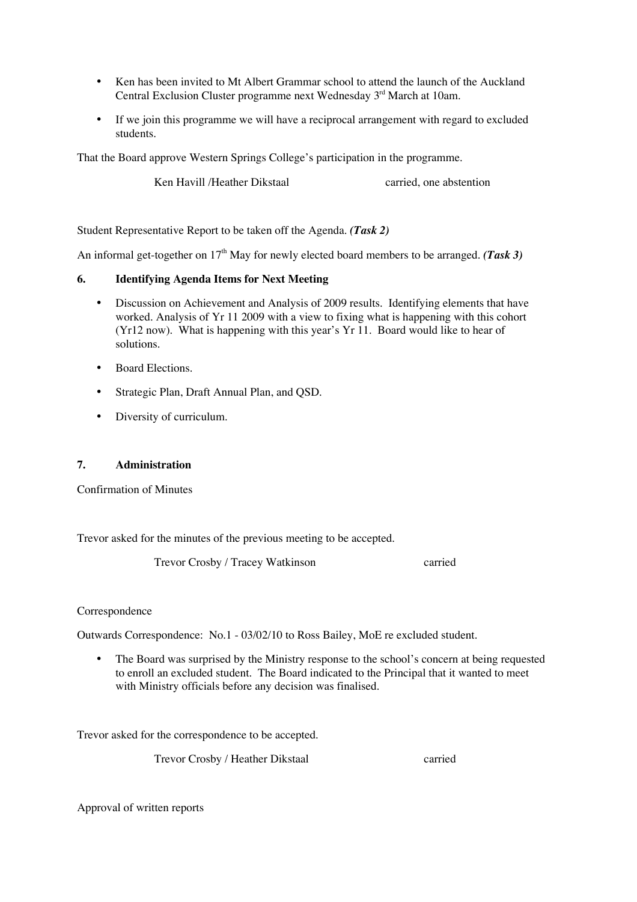- Ken has been invited to Mt Albert Grammar school to attend the launch of the Auckland Central Exclusion Cluster programme next Wednesday 3rd March at 10am.
- If we join this programme we will have a reciprocal arrangement with regard to excluded students.

That the Board approve Western Springs College's participation in the programme.

Ken Havill /Heather Dikstaal carried, one abstention

Student Representative Report to be taken off the Agenda. ***(Task 2)***

An informal get-together on 17th May for newly elected board members to be arranged. ***(Task 3)***

**6. Identifying Agenda Items for Next Meeting**

- Discussion on Achievement and Analysis of 2009 results. Identifying elements that have worked. Analysis of Yr 11 2009 with a view to fixing what is happening with this cohort (Yr12 now). What is happening with this year's Yr 11. Board would like to hear of solutions.
- Board Elections.
- Strategic Plan, Draft Annual Plan, and QSD.
- Diversity of curriculum.

**7. Administration**

Confirmation of Minutes

Trevor asked for the minutes of the previous meeting to be accepted.

Trevor Crosby / Tracey Watkinson carried

Correspondence

Outwards Correspondence: No.1 - 03/02/10 to Ross Bailey, MoE re excluded student.

- The Board was surprised by the Ministry response to the school's concern at being requested to enroll an excluded student. The Board indicated to the Principal that it wanted to meet with Ministry officials before any decision was finalised.

Trevor asked for the correspondence to be accepted.

Trevor Crosby / Heather Dikstaal carried

Approval of written reports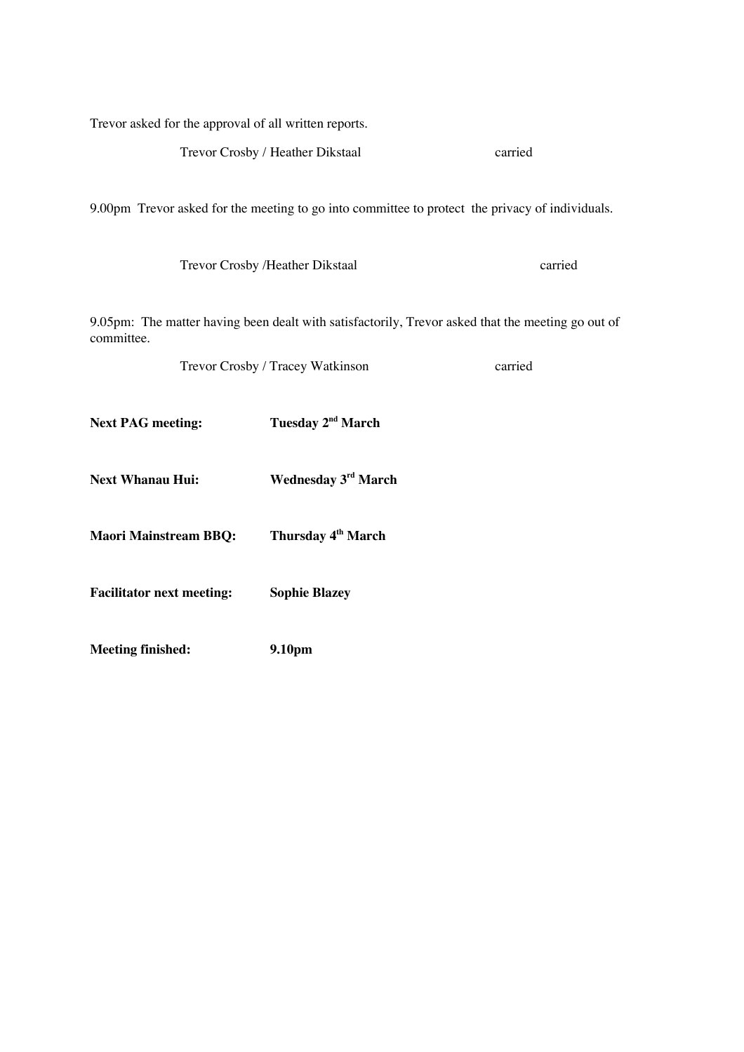Trevor asked for the approval of all written reports.

Trevor Crosby / Heather Dikstaal carried

9.00pm Trevor asked for the meeting to go into committee to protect the privacy of individuals.

Trevor Crosby /Heather Dikstaal carried

9.05pm: The matter having been dealt with satisfactorily, Trevor asked that the meeting go out of committee.

Trevor Crosby / Tracey Watkinson carried

**Next PAG meeting:** **Tuesday 2nd March**

**Next Whanau Hui:** **Wednesday 3rd March**

**Maori Mainstream BBQ:** **Thursday 4th March**

**Facilitator next meeting:** **Sophie Blazey**

**Meeting finished:** **9.10pm**